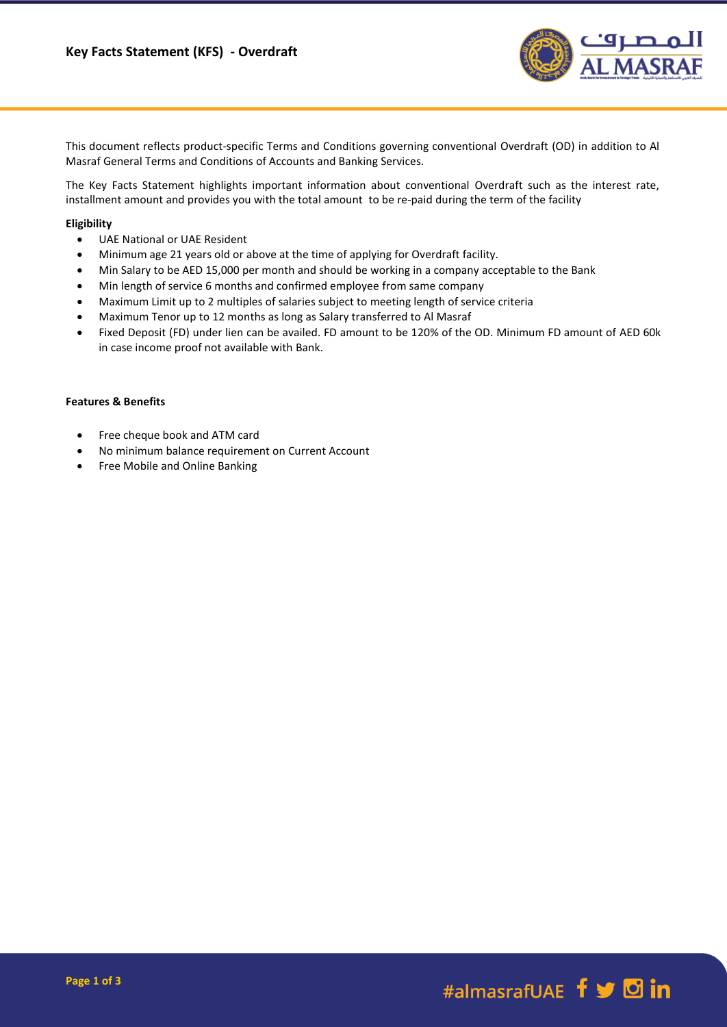# Key Facts Statement (KFS) - Overdraft

This document reflects product-specific Terms and Conditions governing conventional Overdraft (OD) in addition to Al Masraf General Terms and Conditions of Accounts and Banking Services.

The Key Facts Statement highlights important information about conventional Overdraft such as the interest rate, installment amount and provides you with the total amount to be re-paid during the term of the facility

**Eligibility**

- UAE National or UAE Resident
- Minimum age 21 years old or above at the time of applying for Overdraft facility.
- Min Salary to be AED 15,000 per month and should be working in a company acceptable to the Bank
- Min length of service 6 months and confirmed employee from same company
- Maximum Limit up to 2 multiples of salaries subject to meeting length of service criteria
- Maximum Tenor up to 12 months as long as Salary transferred to Al Masraf
- Fixed Deposit (FD) under lien can be availed. FD amount to be 120% of the OD. Minimum FD amount of AED 60k in case income proof not available with Bank.

**Features & Benefits**

- Free cheque book and ATM card
- No minimum balance requirement on Current Account
- Free Mobile and Online Banking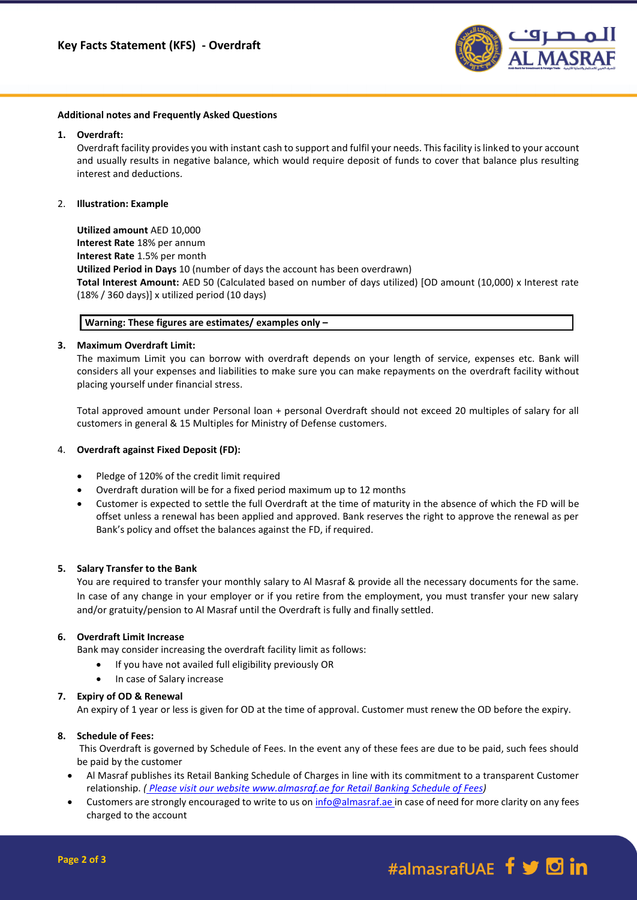# Key Facts Statement (KFS) - Overdraft

**Additional notes and Frequently Asked Questions**

1. **Overdraft:**
   Overdraft facility provides you with instant cash to support and fulfil your needs. This facility is linked to your account and usually results in negative balance, which would require deposit of funds to cover that balance plus resulting interest and deductions.

2. **Illustration: Example**

   **Utilized amount** AED 10,000
   **Interest Rate** 18% per annum
   **Interest Rate** 1.5% per month
   **Utilized Period in Days** 10 (number of days the account has been overdrawn)
   **Total Interest Amount:** AED 50 (Calculated based on number of days utilized) [OD amount (10,000) x Interest rate (18% / 360 days)] x utilized period (10 days)

   **Warning: These figures are estimates/ examples only –**

3. **Maximum Overdraft Limit:**
   The maximum Limit you can borrow with overdraft depends on your length of service, expenses etc. Bank will considers all your expenses and liabilities to make sure you can make repayments on the overdraft facility without placing yourself under financial stress.

   Total approved amount under Personal loan + personal Overdraft should not exceed 20 multiples of salary for all customers in general & 15 Multiples for Ministry of Defense customers.

4. **Overdraft against Fixed Deposit (FD):**

   - Pledge of 120% of the credit limit required
   - Overdraft duration will be for a fixed period maximum up to 12 months
   - Customer is expected to settle the full Overdraft at the time of maturity in the absence of which the FD will be offset unless a renewal has been applied and approved. Bank reserves the right to approve the renewal as per Bank's policy and offset the balances against the FD, if required.

5. **Salary Transfer to the Bank**
   You are required to transfer your monthly salary to Al Masraf & provide all the necessary documents for the same. In case of any change in your employer or if you retire from the employment, you must transfer your new salary and/or gratuity/pension to Al Masraf until the Overdraft is fully and finally settled.

6. **Overdraft Limit Increase**
   Bank may consider increasing the overdraft facility limit as follows:
   - If you have not availed full eligibility previously OR
   - In case of Salary increase

7. **Expiry of OD & Renewal**
   An expiry of 1 year or less is given for OD at the time of approval. Customer must renew the OD before the expiry.

8. **Schedule of Fees:**
   This Overdraft is governed by Schedule of Fees. In the event any of these fees are due to be paid, such fees should be paid by the customer
   - Al Masraf publishes its Retail Banking Schedule of Charges in line with its commitment to a transparent Customer relationship. (*Please visit our website www.almasraf.ae for Retail Banking Schedule of Fees*)
   - Customers are strongly encouraged to write to us on info@almasraf.ae in case of need for more clarity on any fees charged to the account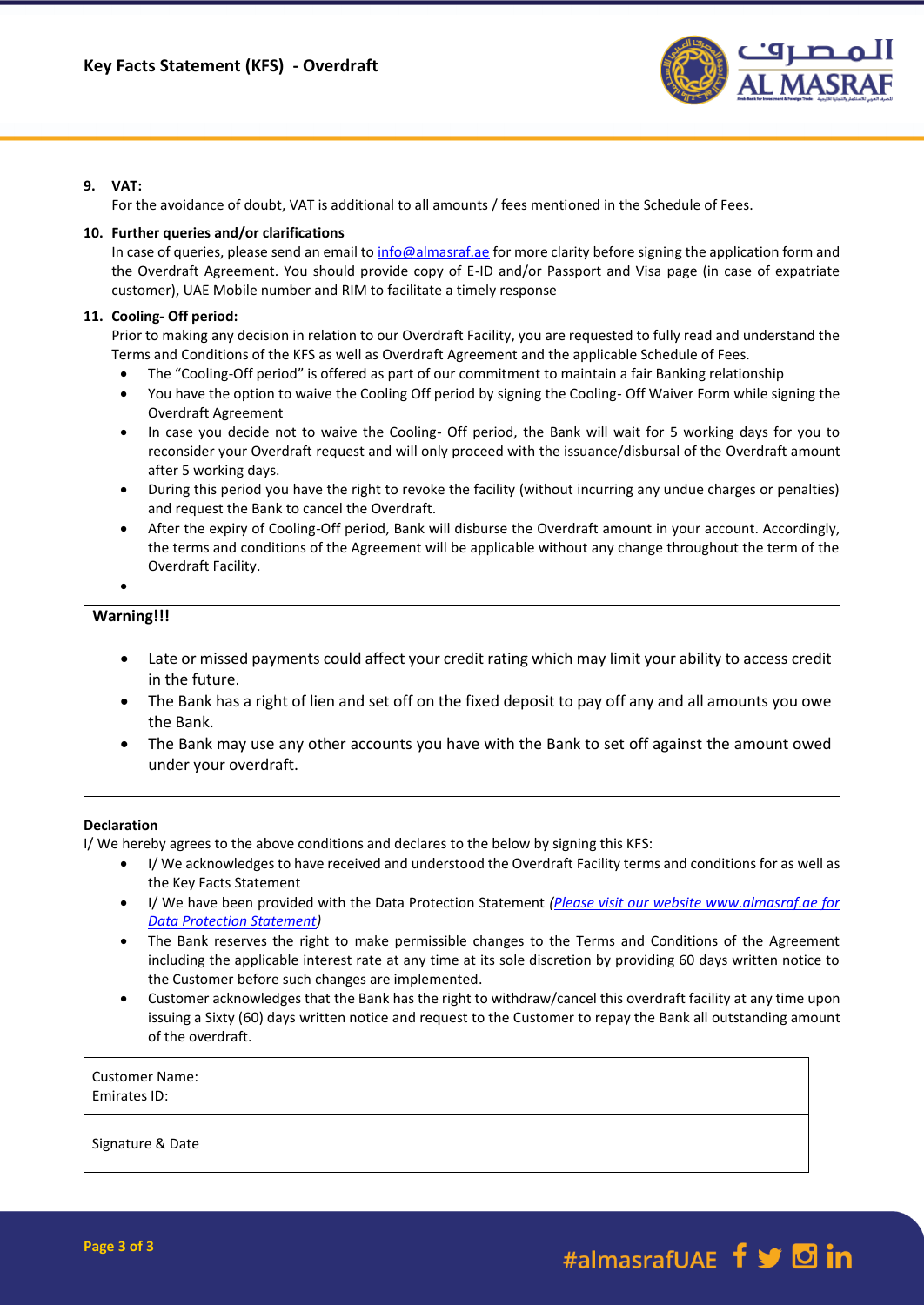9. **VAT:**

   For the avoidance of doubt, VAT is additional to all amounts / fees mentioned in the Schedule of Fees.

10. **Further queries and/or clarifications**

    In case of queries, please send an email to info@almasraf.ae for more clarity before signing the application form and the Overdraft Agreement. You should provide copy of E-ID and/or Passport and Visa page (in case of expatriate customer), UAE Mobile number and RIM to facilitate a timely response

11. **Cooling- Off period:**

    Prior to making any decision in relation to our Overdraft Facility, you are requested to fully read and understand the Terms and Conditions of the KFS as well as Overdraft Agreement and the applicable Schedule of Fees.

    - The "Cooling-Off period" is offered as part of our commitment to maintain a fair Banking relationship
    - You have the option to waive the Cooling Off period by signing the Cooling- Off Waiver Form while signing the Overdraft Agreement
    - In case you decide not to waive the Cooling- Off period, the Bank will wait for 5 working days for you to reconsider your Overdraft request and will only proceed with the issuance/disbursal of the Overdraft amount after 5 working days.
    - During this period you have the right to revoke the facility (without incurring any undue charges or penalties) and request the Bank to cancel the Overdraft.
    - After the expiry of Cooling-Off period, Bank will disburse the Overdraft amount in your account. Accordingly, the terms and conditions of the Agreement will be applicable without any change throughout the term of the Overdraft Facility.

**Warning!!!**

- Late or missed payments could affect your credit rating which may limit your ability to access credit in the future.
- The Bank has a right of lien and set off on the fixed deposit to pay off any and all amounts you owe the Bank.
- The Bank may use any other accounts you have with the Bank to set off against the amount owed under your overdraft.

**Declaration**

I/ We hereby agrees to the above conditions and declares to the below by signing this KFS:

- I/ We acknowledges to have received and understood the Overdraft Facility terms and conditions for as well as the Key Facts Statement
- I/ We have been provided with the Data Protection Statement *(Please visit our website www.almasraf.ae for Data Protection Statement)*
- The Bank reserves the right to make permissible changes to the Terms and Conditions of the Agreement including the applicable interest rate at any time at its sole discretion by providing 60 days written notice to the Customer before such changes are implemented.
- Customer acknowledges that the Bank has the right to withdraw/cancel this overdraft facility at any time upon issuing a Sixty (60) days written notice and request to the Customer to repay the Bank all outstanding amount of the overdraft.

| | |
|---|---|
| Customer Name:<br>Emirates ID: | |
| Signature & Date | |